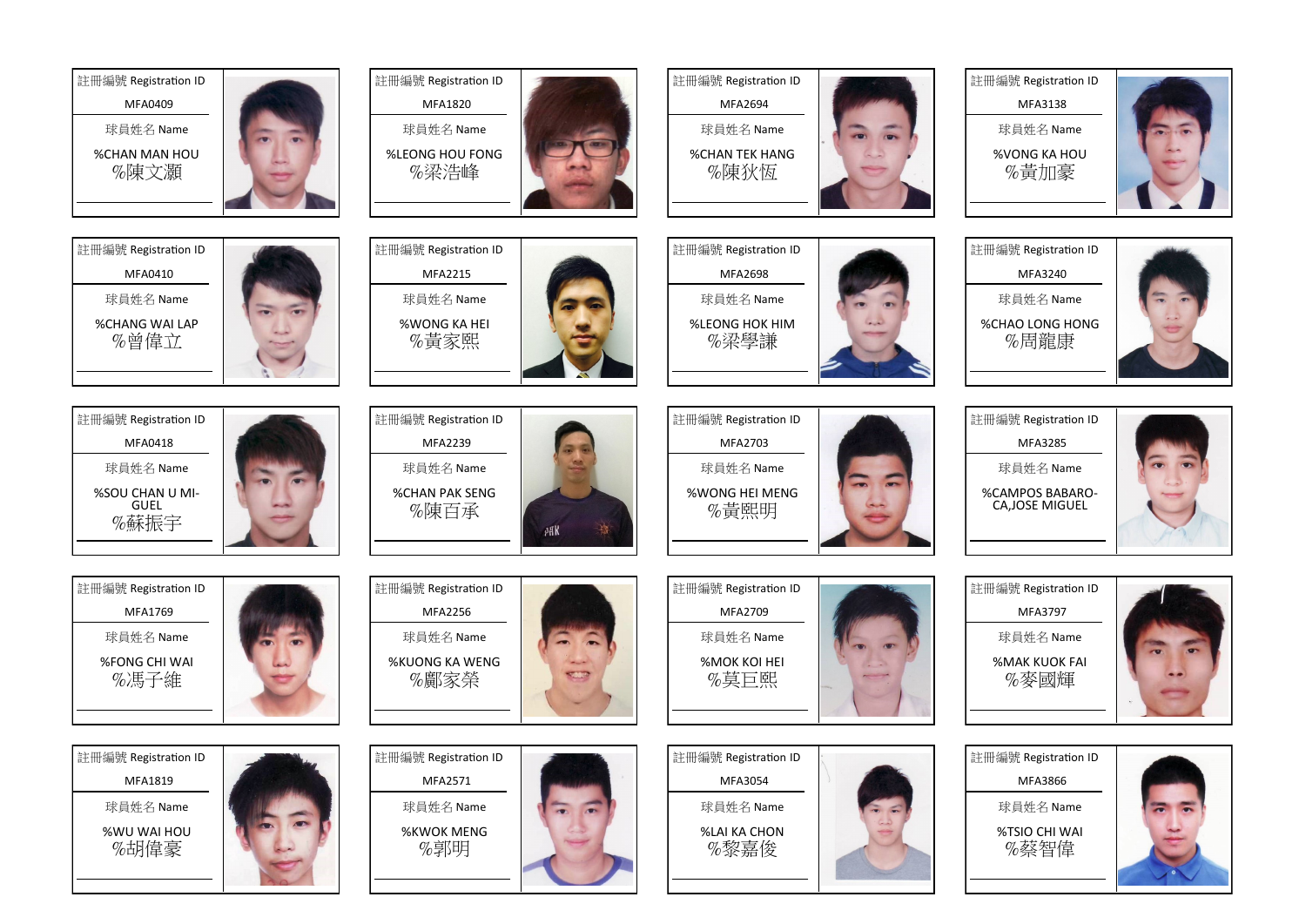| 註冊編號 Registration ID | 球員姓名 Name |
|---|---|
| MFA0409 | %CHAN MAN HOU %陳文灝 |
| MFA1820 | %LEONG HOU FONG %梁浩峰 |
| MFA2694 | %CHAN TEK HANG %陳狄恆 |
| MFA3138 | %VONG KA HOU %黃加豪 |
| MFA0410 | %CHANG WAI LAP %曾偉立 |
| MFA2215 | %WONG KA HEI %黃家熙 |
| MFA2698 | %LEONG HOK HIM %梁學謙 |
| MFA3240 | %CHAO LONG HONG %周龍康 |
| MFA0418 | %SOU CHAN U MI-GUEL %蘇振宇 |
| MFA2239 | %CHAN PAK SENG %陳百承 |
| MFA2703 | %WONG HEI MENG %黃熙明 |
| MFA3285 | %CAMPOS BABARO-CA,JOSE MIGUEL |
| MFA1769 | %FONG CHI WAI %馮子維 |
| MFA2256 | %KUONG KA WENG %鄺家榮 |
| MFA2709 | %MOK KOI HEI %莫巨熙 |
| MFA3797 | %MAK KUOK FAI %麥國輝 |
| MFA1819 | %WU WAI HOU %胡偉豪 |
| MFA2571 | %KWOK MENG %郭明 |
| MFA3054 | %LAI KA CHON %黎嘉俊 |
| MFA3866 | %TSIO CHI WAI %蔡智偉 |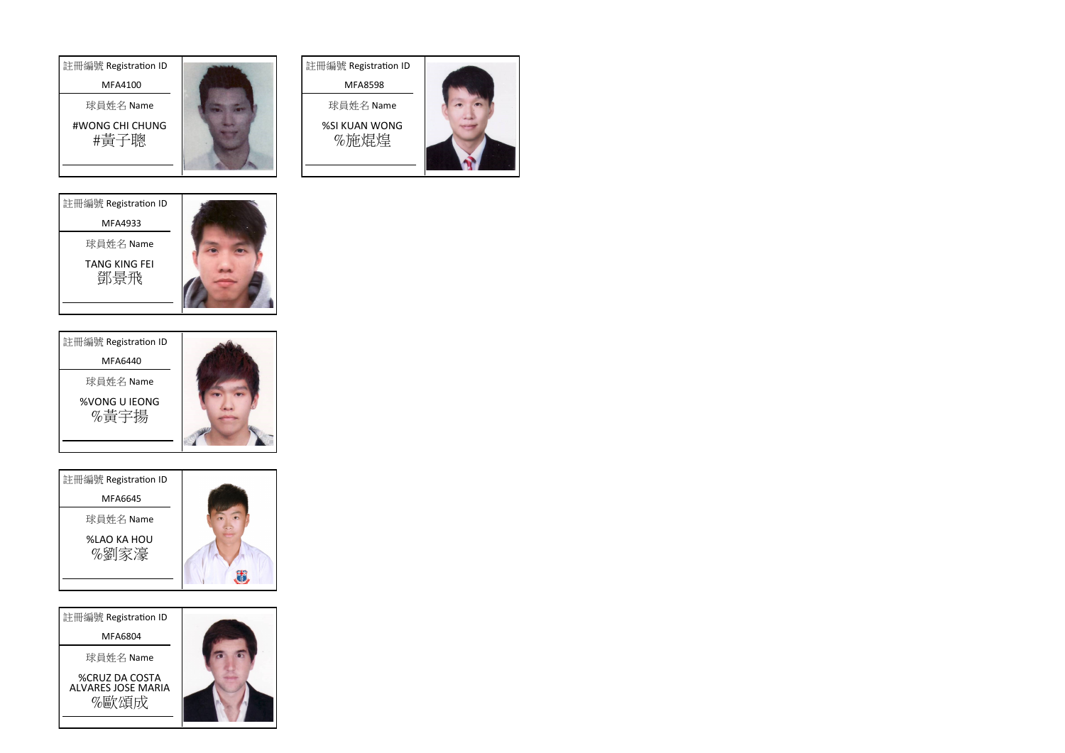| 註冊編號 Registration ID | 球員姓名 Name |
| --- | --- |
| MFA4100 | #WONG CHI CHUNG #黃子聰 |
| MFA8598 | %SI KUAN WONG %施焜煌 |
| MFA4933 | TANG KING FEI 鄧景飛 |
| MFA6440 | %VONG U IEONG %黃宇揚 |
| MFA6645 | %LAO KA HOU %劉家濠 |
| MFA6804 | %CRUZ DA COSTA ALVARES JOSE MARIA %歐頌成 |